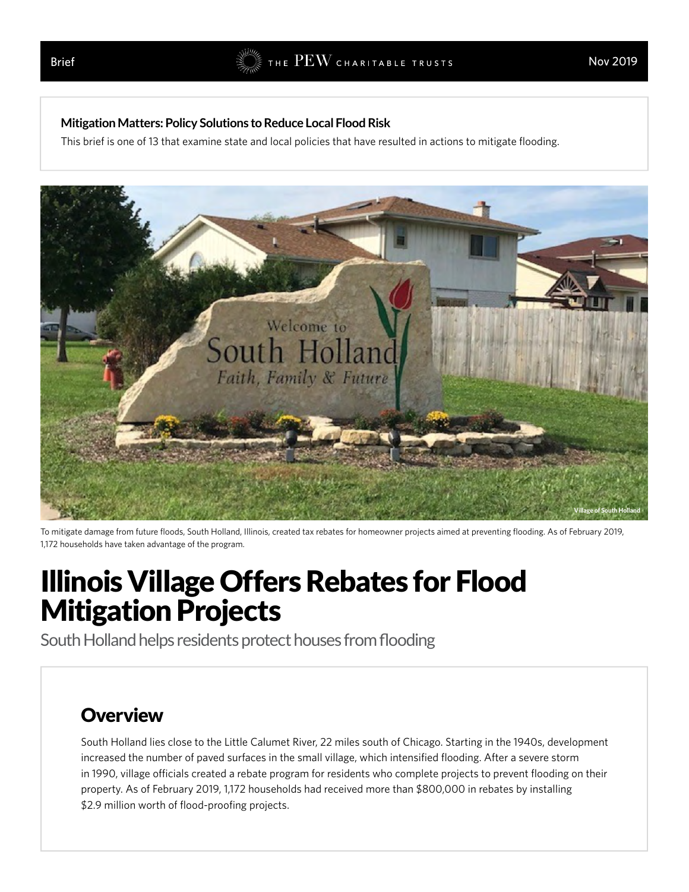Brief — THE PEW CHARITABLE TRUSTS — Nov 2019

**Mitigation Matters: Policy Solutions to Reduce Local Flood Risk**

This brief is one of 13 that examine state and local policies that have resulted in actions to mitigate flooding.

Village of South Holland

To mitigate damage from future floods, South Holland, Illinois, created tax rebates for homeowner projects aimed at preventing flooding. As of February 2019, 1,172 households have taken advantage of the program.

# Illinois Village Offers Rebates for Flood Mitigation Projects

South Holland helps residents protect houses from flooding

## Overview

South Holland lies close to the Little Calumet River, 22 miles south of Chicago. Starting in the 1940s, development increased the number of paved surfaces in the small village, which intensified flooding. After a severe storm in 1990, village officials created a rebate program for residents who complete projects to prevent flooding on their property. As of February 2019, 1,172 households had received more than $800,000 in rebates by installing $2.9 million worth of flood-proofing projects.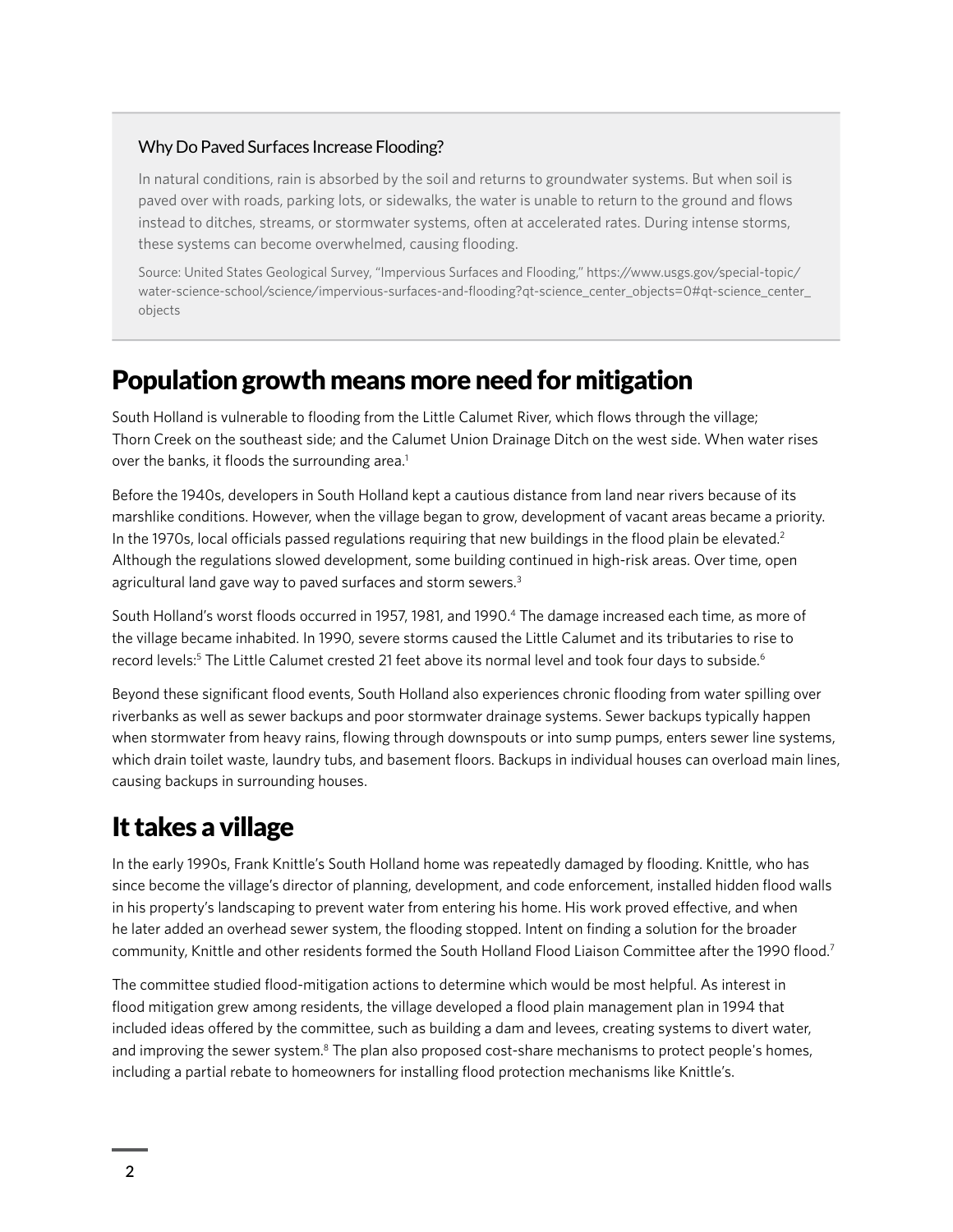### Why Do Paved Surfaces Increase Flooding?

In natural conditions, rain is absorbed by the soil and returns to groundwater systems. But when soil is paved over with roads, parking lots, or sidewalks, the water is unable to return to the ground and flows instead to ditches, streams, or stormwater systems, often at accelerated rates. During intense storms, these systems can become overwhelmed, causing flooding.

Source: United States Geological Survey, "Impervious Surfaces and Flooding," https://www.usgs.gov/special-topic/water-science-school/science/impervious-surfaces-and-flooding?qt-science_center_objects=0#qt-science_center_objects

## Population growth means more need for mitigation

South Holland is vulnerable to flooding from the Little Calumet River, which flows through the village; Thorn Creek on the southeast side; and the Calumet Union Drainage Ditch on the west side. When water rises over the banks, it floods the surrounding area.[1]

Before the 1940s, developers in South Holland kept a cautious distance from land near rivers because of its marshlike conditions. However, when the village began to grow, development of vacant areas became a priority. In the 1970s, local officials passed regulations requiring that new buildings in the flood plain be elevated.[2] Although the regulations slowed development, some building continued in high-risk areas. Over time, open agricultural land gave way to paved surfaces and storm sewers.[3]

South Holland's worst floods occurred in 1957, 1981, and 1990.[4] The damage increased each time, as more of the village became inhabited. In 1990, severe storms caused the Little Calumet and its tributaries to rise to record levels:[5] The Little Calumet crested 21 feet above its normal level and took four days to subside.[6]

Beyond these significant flood events, South Holland also experiences chronic flooding from water spilling over riverbanks as well as sewer backups and poor stormwater drainage systems. Sewer backups typically happen when stormwater from heavy rains, flowing through downspouts or into sump pumps, enters sewer line systems, which drain toilet waste, laundry tubs, and basement floors. Backups in individual houses can overload main lines, causing backups in surrounding houses.

## It takes a village

In the early 1990s, Frank Knittle's South Holland home was repeatedly damaged by flooding. Knittle, who has since become the village's director of planning, development, and code enforcement, installed hidden flood walls in his property's landscaping to prevent water from entering his home. His work proved effective, and when he later added an overhead sewer system, the flooding stopped. Intent on finding a solution for the broader community, Knittle and other residents formed the South Holland Flood Liaison Committee after the 1990 flood.[7]

The committee studied flood-mitigation actions to determine which would be most helpful. As interest in flood mitigation grew among residents, the village developed a flood plain management plan in 1994 that included ideas offered by the committee, such as building a dam and levees, creating systems to divert water, and improving the sewer system.[8] The plan also proposed cost-share mechanisms to protect people's homes, including a partial rebate to homeowners for installing flood protection mechanisms like Knittle's.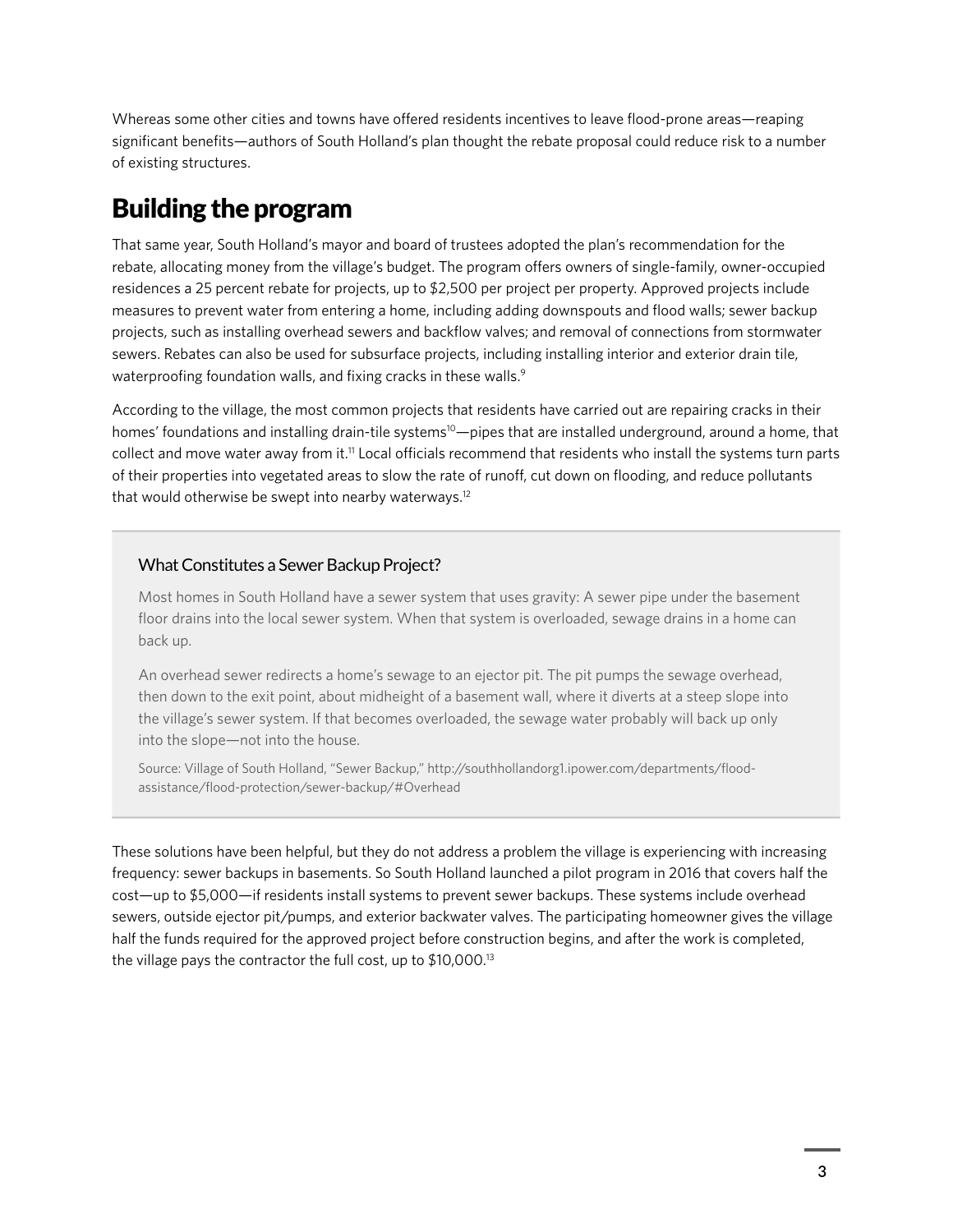Whereas some other cities and towns have offered residents incentives to leave flood-prone areas—reaping significant benefits—authors of South Holland's plan thought the rebate proposal could reduce risk to a number of existing structures.

## Building the program

That same year, South Holland's mayor and board of trustees adopted the plan's recommendation for the rebate, allocating money from the village's budget. The program offers owners of single-family, owner-occupied residences a 25 percent rebate for projects, up to $2,500 per project per property. Approved projects include measures to prevent water from entering a home, including adding downspouts and flood walls; sewer backup projects, such as installing overhead sewers and backflow valves; and removal of connections from stormwater sewers. Rebates can also be used for subsurface projects, including installing interior and exterior drain tile, waterproofing foundation walls, and fixing cracks in these walls.[9]

According to the village, the most common projects that residents have carried out are repairing cracks in their homes' foundations and installing drain-tile systems[10]—pipes that are installed underground, around a home, that collect and move water away from it.[11] Local officials recommend that residents who install the systems turn parts of their properties into vegetated areas to slow the rate of runoff, cut down on flooding, and reduce pollutants that would otherwise be swept into nearby waterways.[12]

### What Constitutes a Sewer Backup Project?

Most homes in South Holland have a sewer system that uses gravity: A sewer pipe under the basement floor drains into the local sewer system. When that system is overloaded, sewage drains in a home can back up.

An overhead sewer redirects a home's sewage to an ejector pit. The pit pumps the sewage overhead, then down to the exit point, about midheight of a basement wall, where it diverts at a steep slope into the village's sewer system. If that becomes overloaded, the sewage water probably will back up only into the slope—not into the house.

Source: Village of South Holland, "Sewer Backup," http://southhollandorg1.ipower.com/departments/flood-assistance/flood-protection/sewer-backup/#Overhead

These solutions have been helpful, but they do not address a problem the village is experiencing with increasing frequency: sewer backups in basements. So South Holland launched a pilot program in 2016 that covers half the cost—up to $5,000—if residents install systems to prevent sewer backups. These systems include overhead sewers, outside ejector pit/pumps, and exterior backwater valves. The participating homeowner gives the village half the funds required for the approved project before construction begins, and after the work is completed, the village pays the contractor the full cost, up to $10,000.[13]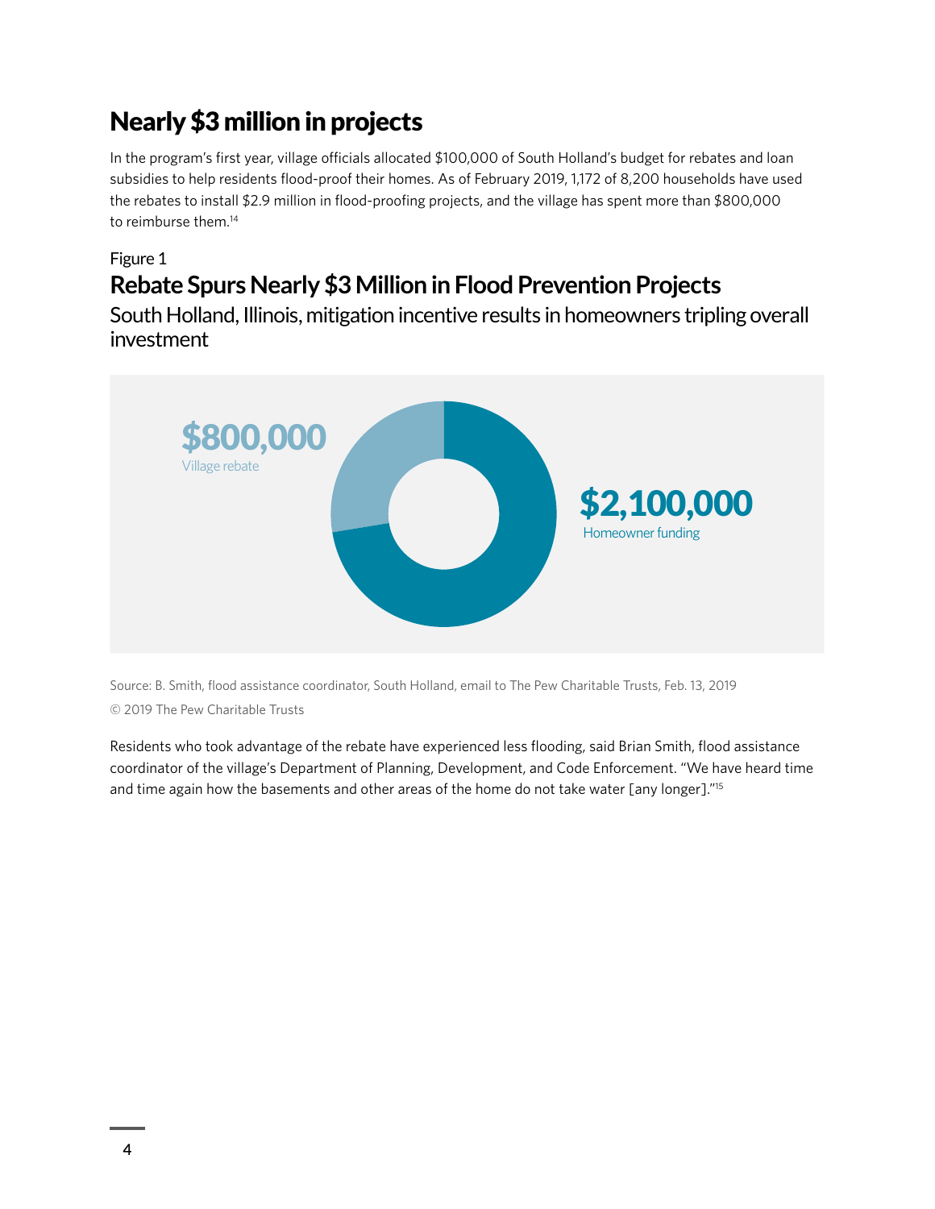## Nearly $3 million in projects

In the program's first year, village officials allocated $100,000 of South Holland's budget for rebates and loan subsidies to help residents flood-proof their homes. As of February 2019, 1,172 of 8,200 households have used the rebates to install $2.9 million in flood-proofing projects, and the village has spent more than $800,000 to reimburse them.[14]

Figure 1

### Rebate Spurs Nearly $3 Million in Flood Prevention Projects

South Holland, Illinois, mitigation incentive results in homeowners tripling overall investment

$800,000
Village rebate

$2,100,000
Homeowner funding

Source: B. Smith, flood assistance coordinator, South Holland, email to The Pew Charitable Trusts, Feb. 13, 2019

© 2019 The Pew Charitable Trusts

Residents who took advantage of the rebate have experienced less flooding, said Brian Smith, flood assistance coordinator of the village's Department of Planning, Development, and Code Enforcement. "We have heard time and time again how the basements and other areas of the home do not take water [any longer]."[15]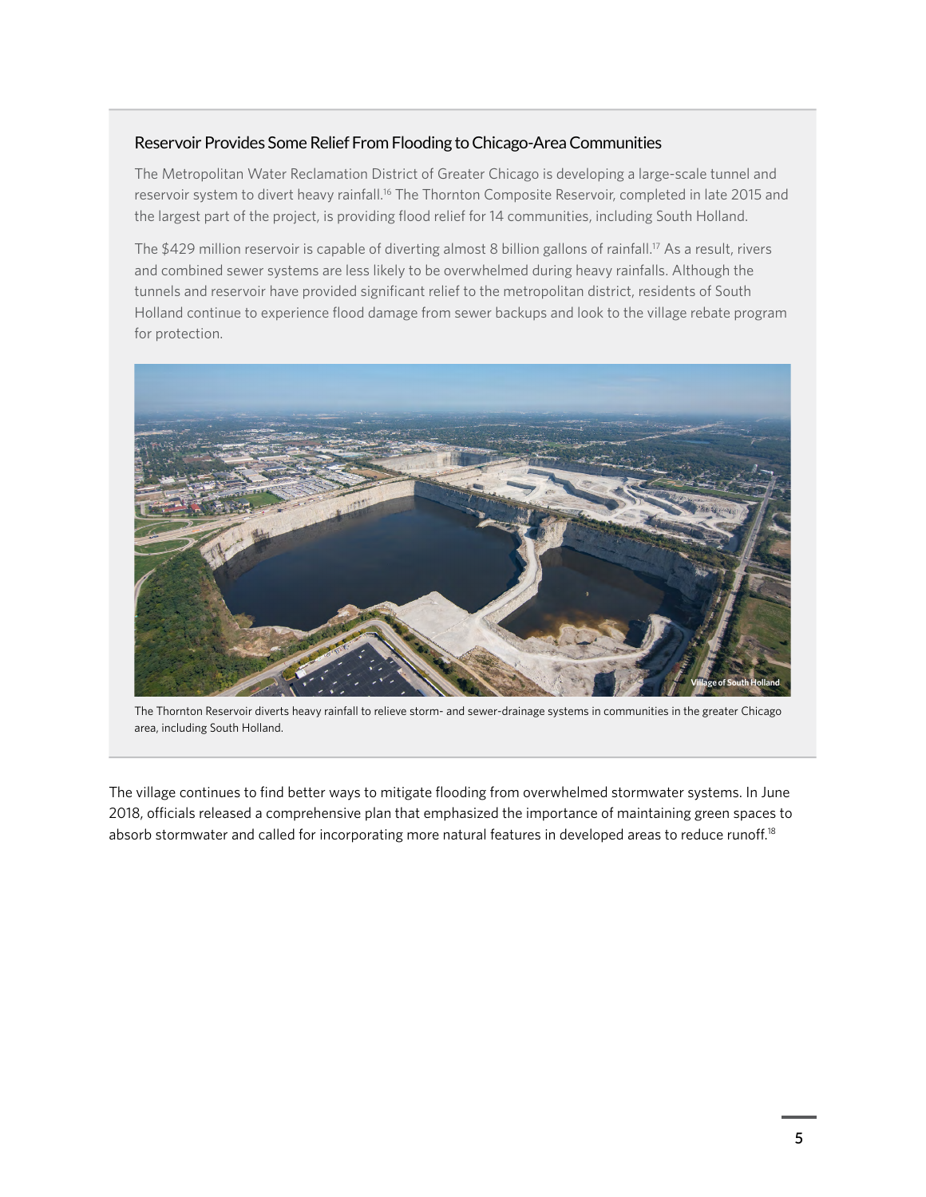### Reservoir Provides Some Relief From Flooding to Chicago-Area Communities

The Metropolitan Water Reclamation District of Greater Chicago is developing a large-scale tunnel and reservoir system to divert heavy rainfall.[16] The Thornton Composite Reservoir, completed in late 2015 and the largest part of the project, is providing flood relief for 14 communities, including South Holland.

The $429 million reservoir is capable of diverting almost 8 billion gallons of rainfall.[17] As a result, rivers and combined sewer systems are less likely to be overwhelmed during heavy rainfalls. Although the tunnels and reservoir have provided significant relief to the metropolitan district, residents of South Holland continue to experience flood damage from sewer backups and look to the village rebate program for protection.

Village of South Holland

The Thornton Reservoir diverts heavy rainfall to relieve storm- and sewer-drainage systems in communities in the greater Chicago area, including South Holland.

The village continues to find better ways to mitigate flooding from overwhelmed stormwater systems. In June 2018, officials released a comprehensive plan that emphasized the importance of maintaining green spaces to absorb stormwater and called for incorporating more natural features in developed areas to reduce runoff.[18]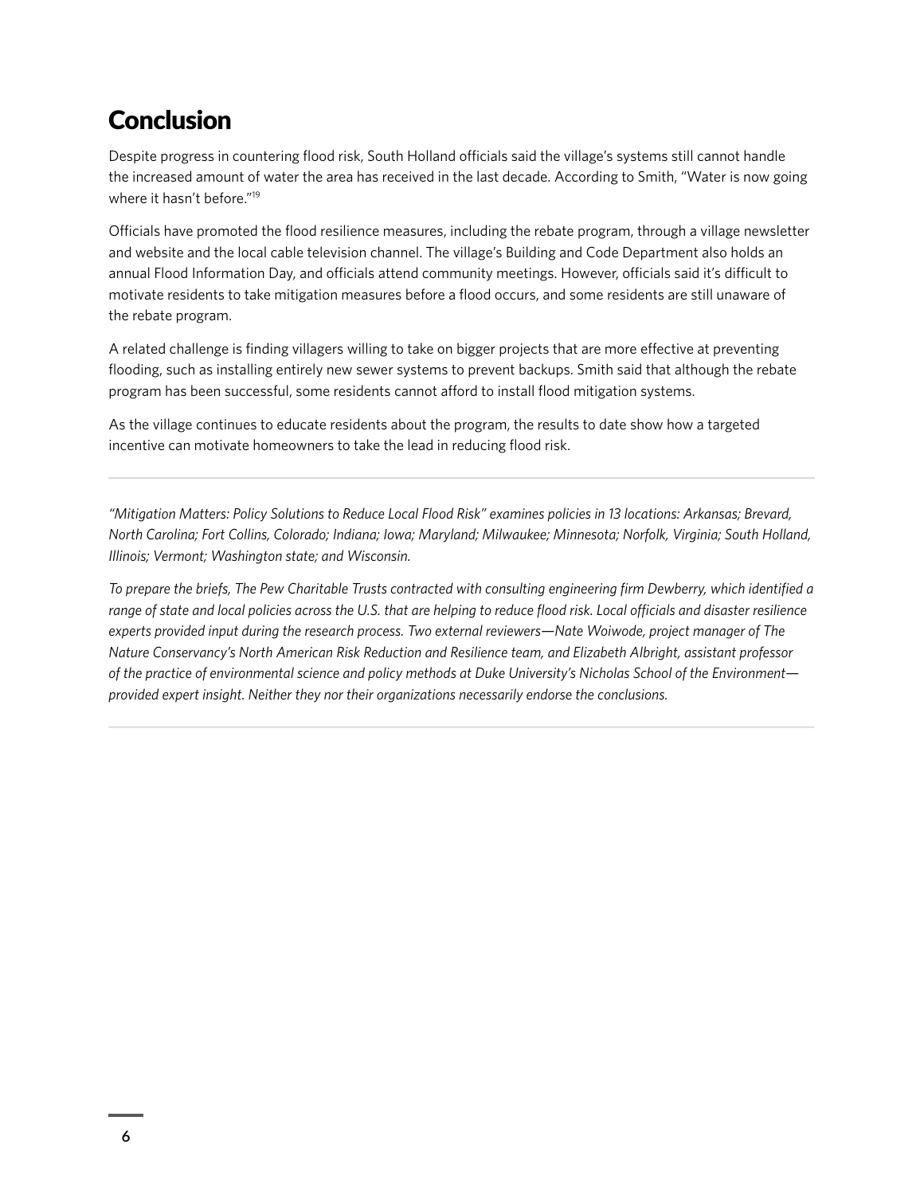## Conclusion

Despite progress in countering flood risk, South Holland officials said the village's systems still cannot handle the increased amount of water the area has received in the last decade. According to Smith, "Water is now going where it hasn't before."[19]

Officials have promoted the flood resilience measures, including the rebate program, through a village newsletter and website and the local cable television channel. The village's Building and Code Department also holds an annual Flood Information Day, and officials attend community meetings. However, officials said it's difficult to motivate residents to take mitigation measures before a flood occurs, and some residents are still unaware of the rebate program.

A related challenge is finding villagers willing to take on bigger projects that are more effective at preventing flooding, such as installing entirely new sewer systems to prevent backups. Smith said that although the rebate program has been successful, some residents cannot afford to install flood mitigation systems.

As the village continues to educate residents about the program, the results to date show how a targeted incentive can motivate homeowners to take the lead in reducing flood risk.

---

*"Mitigation Matters: Policy Solutions to Reduce Local Flood Risk" examines policies in 13 locations: Arkansas; Brevard, North Carolina; Fort Collins, Colorado; Indiana; Iowa; Maryland; Milwaukee; Minnesota; Norfolk, Virginia; South Holland, Illinois; Vermont; Washington state; and Wisconsin.*

*To prepare the briefs, The Pew Charitable Trusts contracted with consulting engineering firm Dewberry, which identified a range of state and local policies across the U.S. that are helping to reduce flood risk. Local officials and disaster resilience experts provided input during the research process. Two external reviewers—Nate Woiwode, project manager of The Nature Conservancy's North American Risk Reduction and Resilience team, and Elizabeth Albright, assistant professor of the practice of environmental science and policy methods at Duke University's Nicholas School of the Environment—provided expert insight. Neither they nor their organizations necessarily endorse the conclusions.*

---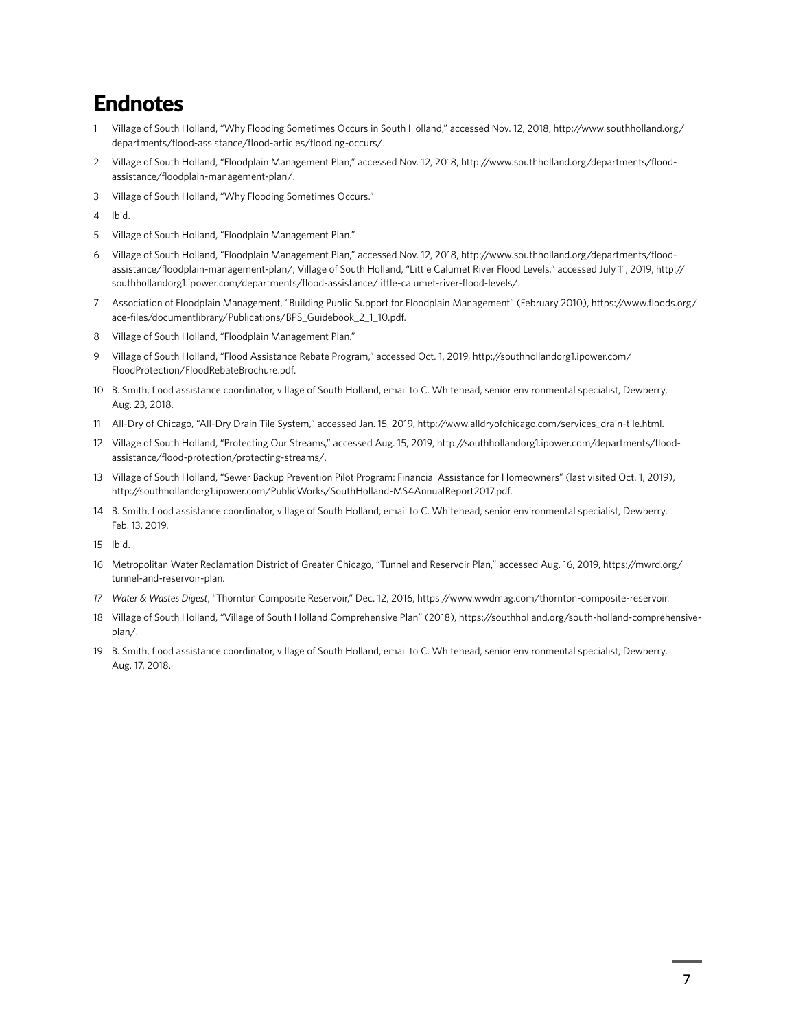# Endnotes

1. Village of South Holland, "Why Flooding Sometimes Occurs in South Holland," accessed Nov. 12, 2018, http://www.southholland.org/departments/flood-assistance/flood-articles/flooding-occurs/.
2. Village of South Holland, "Floodplain Management Plan," accessed Nov. 12, 2018, http://www.southholland.org/departments/flood-assistance/floodplain-management-plan/.
3. Village of South Holland, "Why Flooding Sometimes Occurs."
4. Ibid.
5. Village of South Holland, "Floodplain Management Plan."
6. Village of South Holland, "Floodplain Management Plan," accessed Nov. 12, 2018, http://www.southholland.org/departments/flood-assistance/floodplain-management-plan/; Village of South Holland, "Little Calumet River Flood Levels," accessed July 11, 2019, http://southhollandorg1.ipower.com/departments/flood-assistance/little-calumet-river-flood-levels/.
7. Association of Floodplain Management, "Building Public Support for Floodplain Management" (February 2010), https://www.floods.org/ace-files/documentlibrary/Publications/BPS_Guidebook_2_1_10.pdf.
8. Village of South Holland, "Floodplain Management Plan."
9. Village of South Holland, "Flood Assistance Rebate Program," accessed Oct. 1, 2019, http://southhollandorg1.ipower.com/FloodProtection/FloodRebateBrochure.pdf.
10. B. Smith, flood assistance coordinator, village of South Holland, email to C. Whitehead, senior environmental specialist, Dewberry, Aug. 23, 2018.
11. All-Dry of Chicago, "All-Dry Drain Tile System," accessed Jan. 15, 2019, http://www.alldryofchicago.com/services_drain-tile.html.
12. Village of South Holland, "Protecting Our Streams," accessed Aug. 15, 2019, http://southhollandorg1.ipower.com/departments/flood-assistance/flood-protection/protecting-streams/.
13. Village of South Holland, "Sewer Backup Prevention Pilot Program: Financial Assistance for Homeowners" (last visited Oct. 1, 2019), http://southhollandorg1.ipower.com/PublicWorks/SouthHolland-MS4AnnualReport2017.pdf.
14. B. Smith, flood assistance coordinator, village of South Holland, email to C. Whitehead, senior environmental specialist, Dewberry, Feb. 13, 2019.
15. Ibid.
16. Metropolitan Water Reclamation District of Greater Chicago, "Tunnel and Reservoir Plan," accessed Aug. 16, 2019, https://mwrd.org/tunnel-and-reservoir-plan.
17. *Water & Wastes Digest*, "Thornton Composite Reservoir," Dec. 12, 2016, https://www.wwdmag.com/thornton-composite-reservoir.
18. Village of South Holland, "Village of South Holland Comprehensive Plan" (2018), https://southholland.org/south-holland-comprehensive-plan/.
19. B. Smith, flood assistance coordinator, village of South Holland, email to C. Whitehead, senior environmental specialist, Dewberry, Aug. 17, 2018.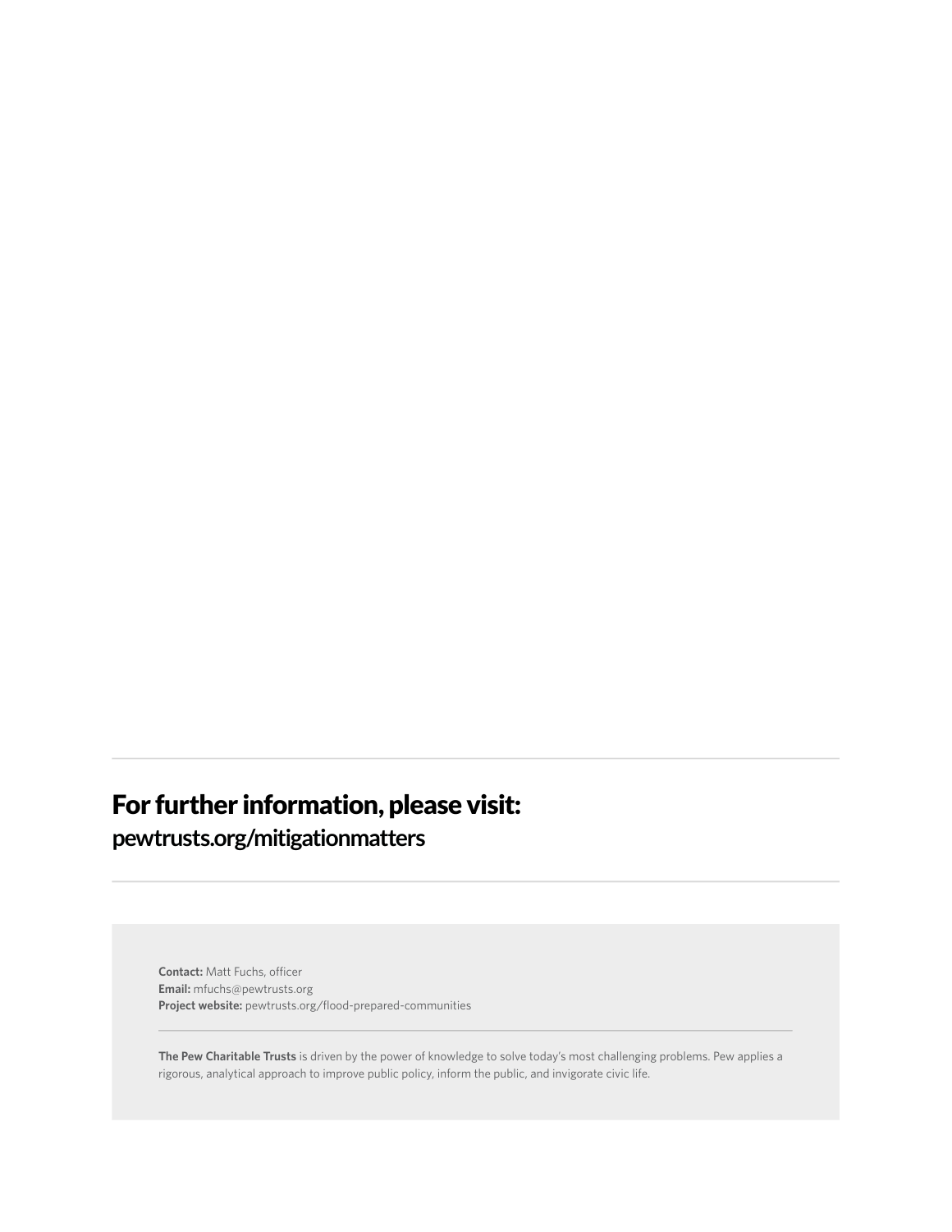## For further information, please visit:

**pewtrusts.org/mitigationmatters**

---

**Contact:** Matt Fuchs, officer
**Email:** mfuchs@pewtrusts.org
**Project website:** pewtrusts.org/flood-prepared-communities

**The Pew Charitable Trusts** is driven by the power of knowledge to solve today's most challenging problems. Pew applies a rigorous, analytical approach to improve public policy, inform the public, and invigorate civic life.